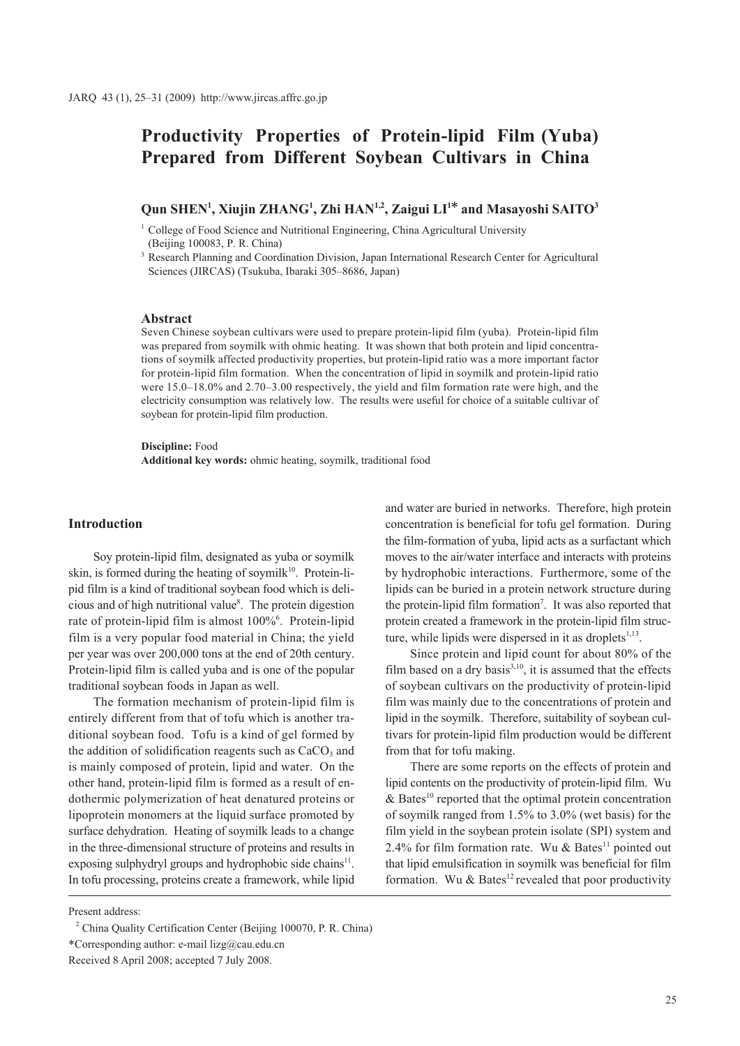# Productivity Properties of Protein-lipid Film (Yuba) Prepared from Different Soybean Cultivars in China

**Qun SHEN[1], Xiujin ZHANG[1], Zhi HAN[1,2], Zaigui LI[1]* and Masayoshi SAITO[3]**

[1] College of Food Science and Nutritional Engineering, China Agricultural University (Beijing 100083, P. R. China)

[3] Research Planning and Coordination Division, Japan International Research Center for Agricultural Sciences (JIRCAS) (Tsukuba, Ibaraki 305–8686, Japan)

### Abstract

Seven Chinese soybean cultivars were used to prepare protein-lipid film (yuba). Protein-lipid film was prepared from soymilk with ohmic heating. It was shown that both protein and lipid concentrations of soymilk affected productivity properties, but protein-lipid ratio was a more important factor for protein-lipid film formation. When the concentration of lipid in soymilk and protein-lipid ratio were 15.0–18.0% and 2.70–3.00 respectively, the yield and film formation rate were high, and the electricity consumption was relatively low. The results were useful for choice of a suitable cultivar of soybean for protein-lipid film production.

**Discipline:** Food
**Additional key words:** ohmic heating, soymilk, traditional food

## Introduction

Soy protein-lipid film, designated as yuba or soymilk skin, is formed during the heating of soymilk[10]. Protein-lipid film is a kind of traditional soybean food which is delicious and of high nutritional value[8]. The protein digestion rate of protein-lipid film is almost 100%[6]. Protein-lipid film is a very popular food material in China; the yield per year was over 200,000 tons at the end of 20th century. Protein-lipid film is called yuba and is one of the popular traditional soybean foods in Japan as well.

The formation mechanism of protein-lipid film is entirely different from that of tofu which is another traditional soybean food. Tofu is a kind of gel formed by the addition of solidification reagents such as $CaCO_3$ and is mainly composed of protein, lipid and water. On the other hand, protein-lipid film is formed as a result of endothermic polymerization of heat denatured proteins or lipoprotein monomers at the liquid surface promoted by surface dehydration. Heating of soymilk leads to a change in the three-dimensional structure of proteins and results in exposing sulphydryl groups and hydrophobic side chains[11]. In tofu processing, proteins create a framework, while lipid and water are buried in networks. Therefore, high protein concentration is beneficial for tofu gel formation. During the film-formation of yuba, lipid acts as a surfactant which moves to the air/water interface and interacts with proteins by hydrophobic interactions. Furthermore, some of the lipids can be buried in a protein network structure during the protein-lipid film formation[7]. It was also reported that protein created a framework in the protein-lipid film structure, while lipids were dispersed in it as droplets[1,13].

Since protein and lipid count for about 80% of the film based on a dry basis[3,10], it is assumed that the effects of soybean cultivars on the productivity of protein-lipid film was mainly due to the concentrations of protein and lipid in the soymilk. Therefore, suitability of soybean cultivars for protein-lipid film production would be different from that for tofu making.

There are some reports on the effects of protein and lipid contents on the productivity of protein-lipid film. Wu & Bates[10] reported that the optimal protein concentration of soymilk ranged from 1.5% to 3.0% (wet basis) for the film yield in the soybean protein isolate (SPI) system and 2.4% for film formation rate. Wu & Bates[11] pointed out that lipid emulsification in soymilk was beneficial for film formation. Wu & Bates[12] revealed that poor productivity

---

Present address:

[2] China Quality Certification Center (Beijing 100070, P. R. China)

*Corresponding author: e-mail lizg@cau.edu.cn

Received 8 April 2008; accepted 7 July 2008.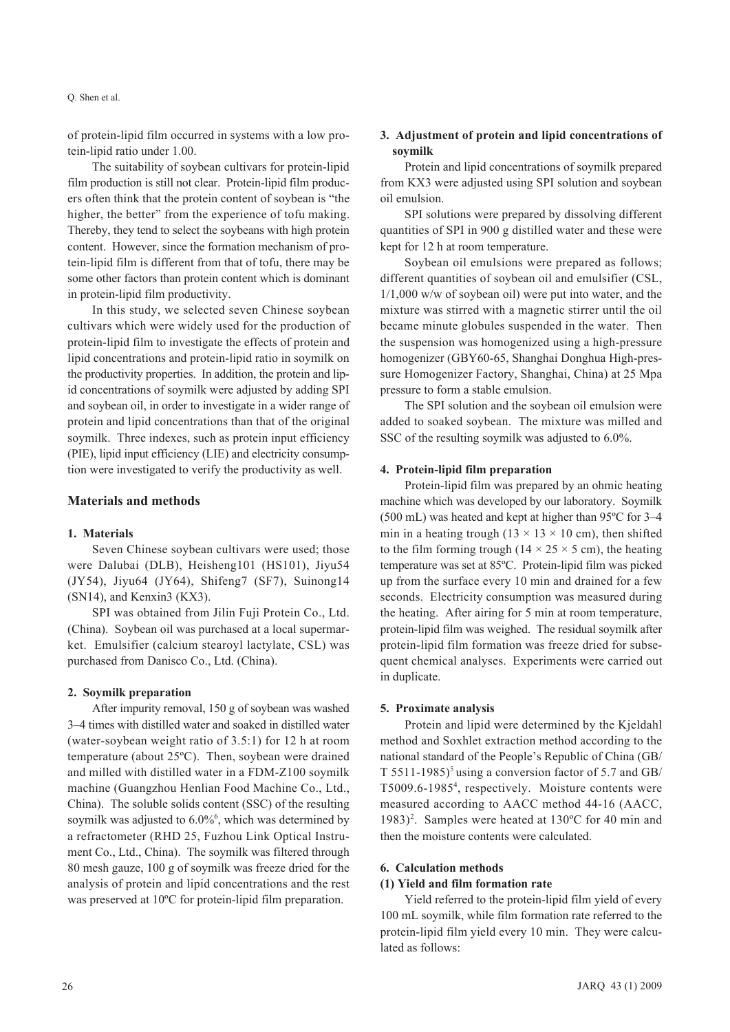of protein-lipid film occurred in systems with a low protein-lipid ratio under 1.00.

The suitability of soybean cultivars for protein-lipid film production is still not clear. Protein-lipid film producers often think that the protein content of soybean is "the higher, the better" from the experience of tofu making. Thereby, they tend to select the soybeans with high protein content. However, since the formation mechanism of protein-lipid film is different from that of tofu, there may be some other factors than protein content which is dominant in protein-lipid film productivity.

In this study, we selected seven Chinese soybean cultivars which were widely used for the production of protein-lipid film to investigate the effects of protein and lipid concentrations and protein-lipid ratio in soymilk on the productivity properties. In addition, the protein and lipid concentrations of soymilk were adjusted by adding SPI and soybean oil, in order to investigate in a wider range of protein and lipid concentrations than that of the original soymilk. Three indexes, such as protein input efficiency (PIE), lipid input efficiency (LIE) and electricity consumption were investigated to verify the productivity as well.

## Materials and methods

### 1. Materials

Seven Chinese soybean cultivars were used; those were Dalubai (DLB), Heisheng101 (HS101), Jiyu54 (JY54), Jiyu64 (JY64), Shifeng7 (SF7), Suinong14 (SN14), and Kenxin3 (KX3).

SPI was obtained from Jilin Fuji Protein Co., Ltd. (China). Soybean oil was purchased at a local supermarket. Emulsifier (calcium stearoyl lactylate, CSL) was purchased from Danisco Co., Ltd. (China).

### 2. Soymilk preparation

After impurity removal, 150 g of soybean was washed 3–4 times with distilled water and soaked in distilled water (water-soybean weight ratio of 3.5:1) for 12 h at room temperature (about 25ºC). Then, soybean were drained and milled with distilled water in a FDM-Z100 soymilk machine (Guangzhou Henlian Food Machine Co., Ltd., China). The soluble solids content (SSC) of the resulting soymilk was adjusted to 6.0%[6], which was determined by a refractometer (RHD 25, Fuzhou Link Optical Instrument Co., Ltd., China). The soymilk was filtered through 80 mesh gauze, 100 g of soymilk was freeze dried for the analysis of protein and lipid concentrations and the rest was preserved at 10ºC for protein-lipid film preparation.

### 3. Adjustment of protein and lipid concentrations of soymilk

Protein and lipid concentrations of soymilk prepared from KX3 were adjusted using SPI solution and soybean oil emulsion.

SPI solutions were prepared by dissolving different quantities of SPI in 900 g distilled water and these were kept for 12 h at room temperature.

Soybean oil emulsions were prepared as follows; different quantities of soybean oil and emulsifier (CSL, 1/1,000 w/w of soybean oil) were put into water, and the mixture was stirred with a magnetic stirrer until the oil became minute globules suspended in the water. Then the suspension was homogenized using a high-pressure homogenizer (GBY60-65, Shanghai Donghua High-pressure Homogenizer Factory, Shanghai, China) at 25 Mpa pressure to form a stable emulsion.

The SPI solution and the soybean oil emulsion were added to soaked soybean. The mixture was milled and SSC of the resulting soymilk was adjusted to 6.0%.

### 4. Protein-lipid film preparation

Protein-lipid film was prepared by an ohmic heating machine which was developed by our laboratory. Soymilk (500 mL) was heated and kept at higher than 95ºC for 3–4 min in a heating trough ($13 \times 13 \times 10$ cm), then shifted to the film forming trough ($14 \times 25 \times 5$ cm), the heating temperature was set at 85ºC. Protein-lipid film was picked up from the surface every 10 min and drained for a few seconds. Electricity consumption was measured during the heating. After airing for 5 min at room temperature, protein-lipid film was weighed. The residual soymilk after protein-lipid film formation was freeze dried for subsequent chemical analyses. Experiments were carried out in duplicate.

### 5. Proximate analysis

Protein and lipid were determined by the Kjeldahl method and Soxhlet extraction method according to the national standard of the People's Republic of China (GB/T 5511-1985)[5] using a conversion factor of 5.7 and GB/T5009.6-1985[4], respectively. Moisture contents were measured according to AACC method 44-16 (AACC, 1983)[2]. Samples were heated at 130ºC for 40 min and then the moisture contents were calculated.

### 6. Calculation methods

#### (1) Yield and film formation rate

Yield referred to the protein-lipid film yield of every 100 mL soymilk, while film formation rate referred to the protein-lipid film yield every 10 min. They were calculated as follows: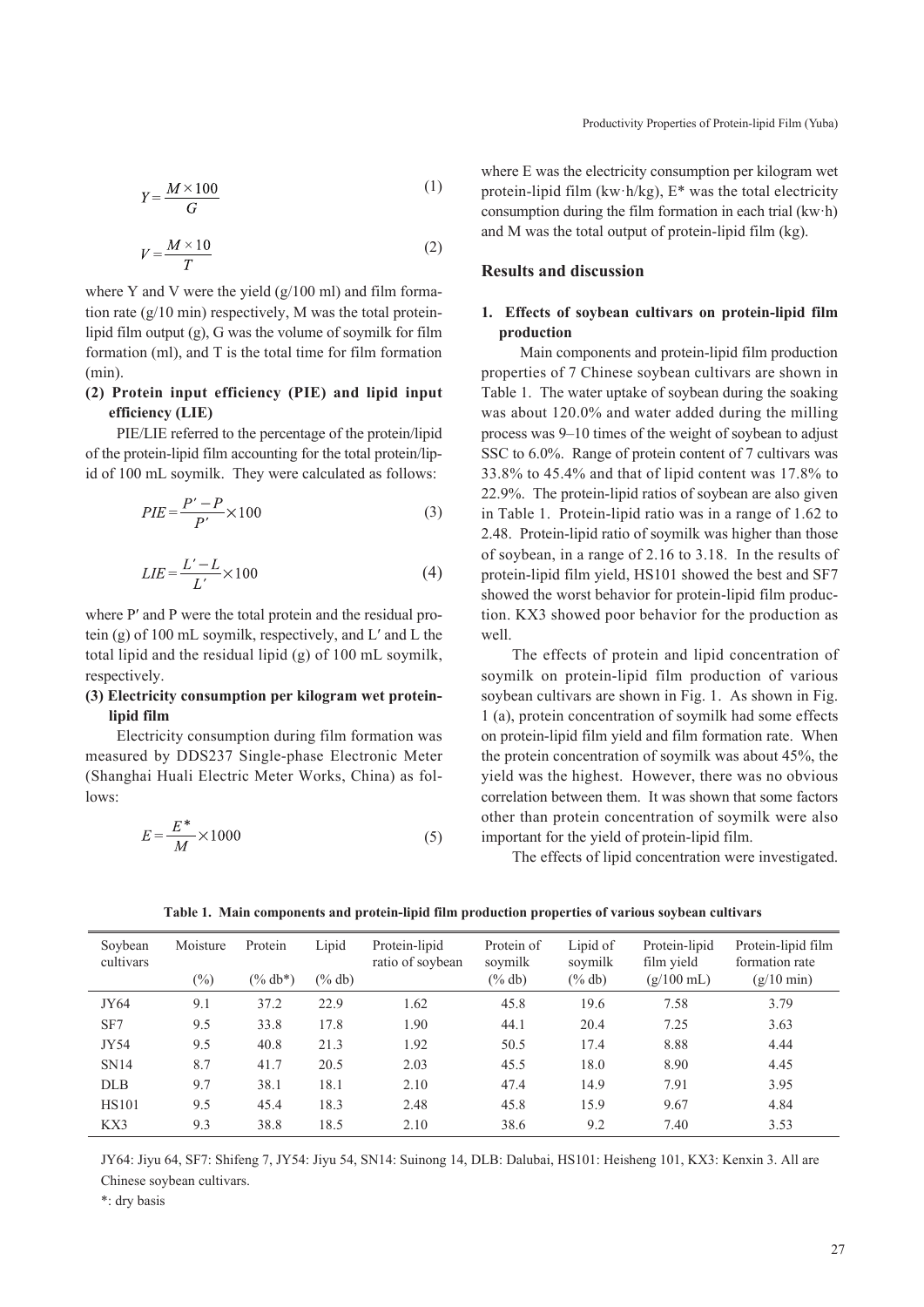$$Y = \frac{M \times 100}{G} \tag{1}$$

$$V = \frac{M \times 10}{T} \tag{2}$$

where Y and V were the yield (g/100 ml) and film formation rate (g/10 min) respectively, M was the total protein-lipid film output (g), G was the volume of soymilk for film formation (ml), and T is the total time for film formation (min).

**(2) Protein input efficiency (PIE) and lipid input efficiency (LIE)**

PIE/LIE referred to the percentage of the protein/lipid of the protein-lipid film accounting for the total protein/lipid of 100 mL soymilk. They were calculated as follows:

$$PIE = \frac{P' - P}{P'} \times 100 \tag{3}$$

$$LIE = \frac{L' - L}{L'} \times 100 \tag{4}$$

where P′ and P were the total protein and the residual protein (g) of 100 mL soymilk, respectively, and L′ and L the total lipid and the residual lipid (g) of 100 mL soymilk, respectively.

**(3) Electricity consumption per kilogram wet protein-lipid film**

Electricity consumption during film formation was measured by DDS237 Single-phase Electronic Meter (Shanghai Huali Electric Meter Works, China) as follows:

$$E = \frac{E^*}{M} \times 1000 \tag{5}$$

where E was the electricity consumption per kilogram wet protein-lipid film (kw·h/kg), E* was the total electricity consumption during the film formation in each trial (kw·h) and M was the total output of protein-lipid film (kg).

## Results and discussion

### 1. Effects of soybean cultivars on protein-lipid film production

Main components and protein-lipid film production properties of 7 Chinese soybean cultivars are shown in Table 1. The water uptake of soybean during the soaking was about 120.0% and water added during the milling process was 9–10 times of the weight of soybean to adjust SSC to 6.0%. Range of protein content of 7 cultivars was 33.8% to 45.4% and that of lipid content was 17.8% to 22.9%. The protein-lipid ratios of soybean are also given in Table 1. Protein-lipid ratio was in a range of 1.62 to 2.48. Protein-lipid ratio of soymilk was higher than those of soybean, in a range of 2.16 to 3.18. In the results of protein-lipid film yield, HS101 showed the best and SF7 showed the worst behavior for protein-lipid film production. KX3 showed poor behavior for the production as well.

The effects of protein and lipid concentration of soymilk on protein-lipid film production of various soybean cultivars are shown in Fig. 1. As shown in Fig. 1 (a), protein concentration of soymilk had some effects on protein-lipid film yield and film formation rate. When the protein concentration of soymilk was about 45%, the yield was the highest. However, there was no obvious correlation between them. It was shown that some factors other than protein concentration of soymilk were also important for the yield of protein-lipid film.

The effects of lipid concentration were investigated.

**Table 1. Main components and protein-lipid film production properties of various soybean cultivars**

| Soybean cultivars | Moisture (%) | Protein (% db*) | Lipid (% db) | Protein-lipid ratio of soybean | Protein of soymilk (% db) | Lipid of soymilk (% db) | Protein-lipid film yield (g/100 mL) | Protein-lipid film formation rate (g/10 min) |
|---|---|---|---|---|---|---|---|---|
| JY64 | 9.1 | 37.2 | 22.9 | 1.62 | 45.8 | 19.6 | 7.58 | 3.79 |
| SF7 | 9.5 | 33.8 | 17.8 | 1.90 | 44.1 | 20.4 | 7.25 | 3.63 |
| JY54 | 9.5 | 40.8 | 21.3 | 1.92 | 50.5 | 17.4 | 8.88 | 4.44 |
| SN14 | 8.7 | 41.7 | 20.5 | 2.03 | 45.5 | 18.0 | 8.90 | 4.45 |
| DLB | 9.7 | 38.1 | 18.1 | 2.10 | 47.4 | 14.9 | 7.91 | 3.95 |
| HS101 | 9.5 | 45.4 | 18.3 | 2.48 | 45.8 | 15.9 | 9.67 | 4.84 |
| KX3 | 9.3 | 38.8 | 18.5 | 2.10 | 38.6 | 9.2 | 7.40 | 3.53 |

JY64: Jiyu 64, SF7: Shifeng 7, JY54: Jiyu 54, SN14: Suinong 14, DLB: Dalubai, HS101: Heisheng 101, KX3: Kenxin 3. All are Chinese soybean cultivars.

*: dry basis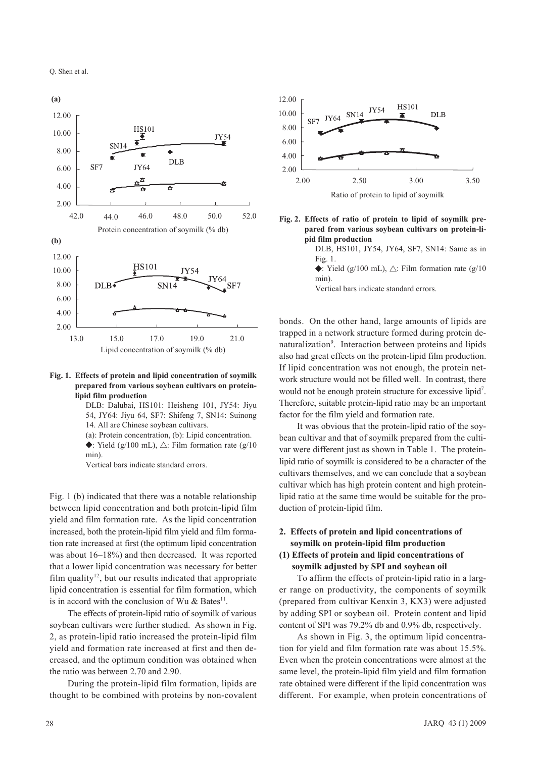**Fig. 1. Effects of protein and lipid concentration of soymilk prepared from various soybean cultivars on protein-lipid film production**

DLB: Dalubai, HS101: Heisheng 101, JY54: Jiyu 54, JY64: Jiyu 64, SF7: Shifeng 7, SN14: Suinong 14. All are Chinese soybean cultivars.

(a): Protein concentration, (b): Lipid concentration.

◆: Yield (g/100 mL), △: Film formation rate (g/10 min).

Vertical bars indicate standard errors.

Fig. 1 (b) indicated that there was a notable relationship between lipid concentration and both protein-lipid film yield and film formation rate. As the lipid concentration increased, both the protein-lipid film yield and film formation rate increased at first (the optimum lipid concentration was about 16–18%) and then decreased. It was reported that a lower lipid concentration was necessary for better film quality[12], but our results indicated that appropriate lipid concentration is essential for film formation, which is in accord with the conclusion of Wu & Bates[11].

The effects of protein-lipid ratio of soymilk of various soybean cultivars were further studied. As shown in Fig. 2, as protein-lipid ratio increased the protein-lipid film yield and formation rate increased at first and then decreased, and the optimum condition was obtained when the ratio was between 2.70 and 2.90.

During the protein-lipid film formation, lipids are thought to be combined with proteins by non-covalent bonds. On the other hand, large amounts of lipids are trapped in a network structure formed during protein denaturalization[9]. Interaction between proteins and lipids also had great effects on the protein-lipid film production. If lipid concentration was not enough, the protein network structure would not be filled well. In contrast, there would not be enough protein structure for excessive lipid[7]. Therefore, suitable protein-lipid ratio may be an important factor for the film yield and formation rate.

**Fig. 2. Effects of ratio of protein to lipid of soymilk prepared from various soybean cultivars on protein-lipid film production**

DLB, HS101, JY54, JY64, SF7, SN14: Same as in Fig. 1.

◆: Yield (g/100 mL), △: Film formation rate (g/10 min).

Vertical bars indicate standard errors.

It was obvious that the protein-lipid ratio of the soybean cultivar and that of soymilk prepared from the cultivar were different just as shown in Table 1. The protein-lipid ratio of soymilk is considered to be a character of the cultivars themselves, and we can conclude that a soybean cultivar which has high protein content and high protein-lipid ratio at the same time would be suitable for the production of protein-lipid film.

## 2. Effects of protein and lipid concentrations of soymilk on protein-lipid film production

### (1) Effects of protein and lipid concentrations of soymilk adjusted by SPI and soybean oil

To affirm the effects of protein-lipid ratio in a larger range on productivity, the components of soymilk (prepared from cultivar Kenxin 3, KX3) were adjusted by adding SPI or soybean oil. Protein content and lipid content of SPI was 79.2% db and 0.9% db, respectively.

As shown in Fig. 3, the optimum lipid concentration for yield and film formation rate was about 15.5%. Even when the protein concentrations were almost at the same level, the protein-lipid film yield and film formation rate obtained were different if the lipid concentration was different. For example, when protein concentrations of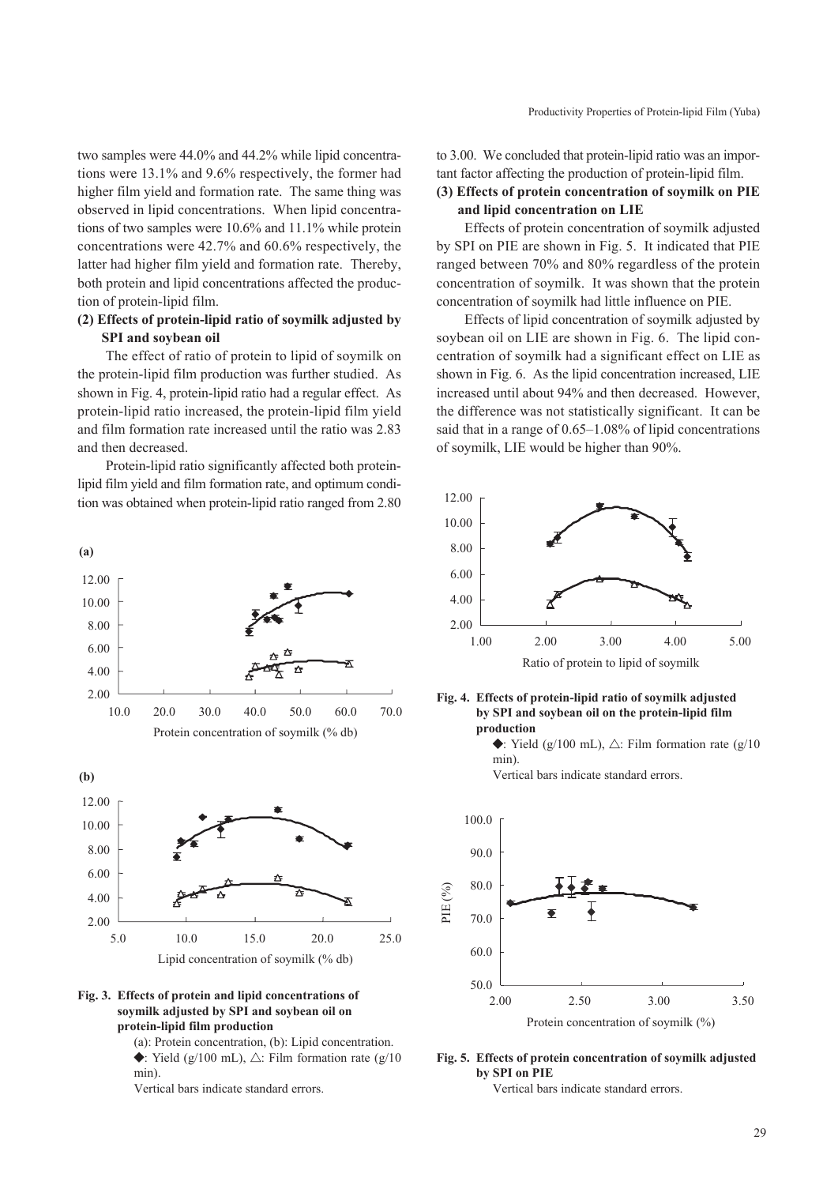two samples were 44.0% and 44.2% while lipid concentrations were 13.1% and 9.6% respectively, the former had higher film yield and formation rate. The same thing was observed in lipid concentrations. When lipid concentrations of two samples were 10.6% and 11.1% while protein concentrations were 42.7% and 60.6% respectively, the latter had higher film yield and formation rate. Thereby, both protein and lipid concentrations affected the production of protein-lipid film.

**(2) Effects of protein-lipid ratio of soymilk adjusted by SPI and soybean oil**

The effect of ratio of protein to lipid of soymilk on the protein-lipid film production was further studied. As shown in Fig. 4, protein-lipid ratio had a regular effect. As protein-lipid ratio increased, the protein-lipid film yield and film formation rate increased until the ratio was 2.83 and then decreased.

Protein-lipid ratio significantly affected both protein-lipid film yield and film formation rate, and optimum condition was obtained when protein-lipid ratio ranged from 2.80 to 3.00. We concluded that protein-lipid ratio was an important factor affecting the production of protein-lipid film.

**Fig. 3. Effects of protein and lipid concentrations of soymilk adjusted by SPI and soybean oil on protein-lipid film production**

(a): Protein concentration, (b): Lipid concentration.
◆: Yield (g/100 mL), △: Film formation rate (g/10 min).
Vertical bars indicate standard errors.

**(3) Effects of protein concentration of soymilk on PIE and lipid concentration on LIE**

Effects of protein concentration of soymilk adjusted by SPI on PIE are shown in Fig. 5. It indicated that PIE ranged between 70% and 80% regardless of the protein concentration of soymilk. It was shown that the protein concentration of soymilk had little influence on PIE.

Effects of lipid concentration of soymilk adjusted by soybean oil on LIE are shown in Fig. 6. The lipid concentration of soymilk had a significant effect on LIE as shown in Fig. 6. As the lipid concentration increased, LIE increased until about 94% and then decreased. However, the difference was not statistically significant. It can be said that in a range of 0.65–1.08% of lipid concentrations of soymilk, LIE would be higher than 90%.

**Fig. 4. Effects of protein-lipid ratio of soymilk adjusted by SPI and soybean oil on the protein-lipid film production**

◆: Yield (g/100 mL), △: Film formation rate (g/10 min).
Vertical bars indicate standard errors.

**Fig. 5. Effects of protein concentration of soymilk adjusted by SPI on PIE**

Vertical bars indicate standard errors.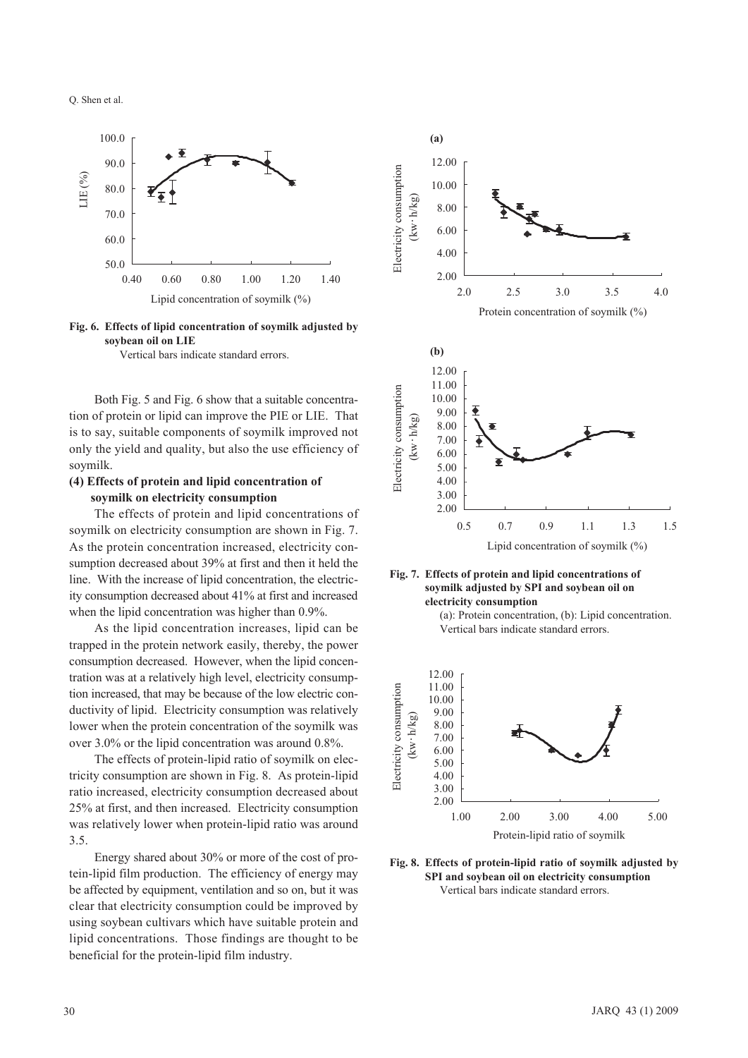**Fig. 6. Effects of lipid concentration of soymilk adjusted by soybean oil on LIE**

Vertical bars indicate standard errors.

Both Fig. 5 and Fig. 6 show that a suitable concentration of protein or lipid can improve the PIE or LIE. That is to say, suitable components of soymilk improved not only the yield and quality, but also the use efficiency of soymilk.

### (4) Effects of protein and lipid concentration of soymilk on electricity consumption

The effects of protein and lipid concentrations of soymilk on electricity consumption are shown in Fig. 7. As the protein concentration increased, electricity consumption decreased about 39% at first and then it held the line. With the increase of lipid concentration, the electricity consumption decreased about 41% at first and increased when the lipid concentration was higher than 0.9%.

As the lipid concentration increases, lipid can be trapped in the protein network easily, thereby, the power consumption decreased. However, when the lipid concentration was at a relatively high level, electricity consumption increased, that may be because of the low electric conductivity of lipid. Electricity consumption was relatively lower when the protein concentration of the soymilk was over 3.0% or the lipid concentration was around 0.8%.

The effects of protein-lipid ratio of soymilk on electricity consumption are shown in Fig. 8. As protein-lipid ratio increased, electricity consumption decreased about 25% at first, and then increased. Electricity consumption was relatively lower when protein-lipid ratio was around 3.5.

Energy shared about 30% or more of the cost of protein-lipid film production. The efficiency of energy may be affected by equipment, ventilation and so on, but it was clear that electricity consumption could be improved by using soybean cultivars which have suitable protein and lipid concentrations. Those findings are thought to be beneficial for the protein-lipid film industry.

**Fig. 7. Effects of protein and lipid concentrations of soymilk adjusted by SPI and soybean oil on electricity consumption**

(a): Protein concentration, (b): Lipid concentration. Vertical bars indicate standard errors.

**Fig. 8. Effects of protein-lipid ratio of soymilk adjusted by SPI and soybean oil on electricity consumption**

Vertical bars indicate standard errors.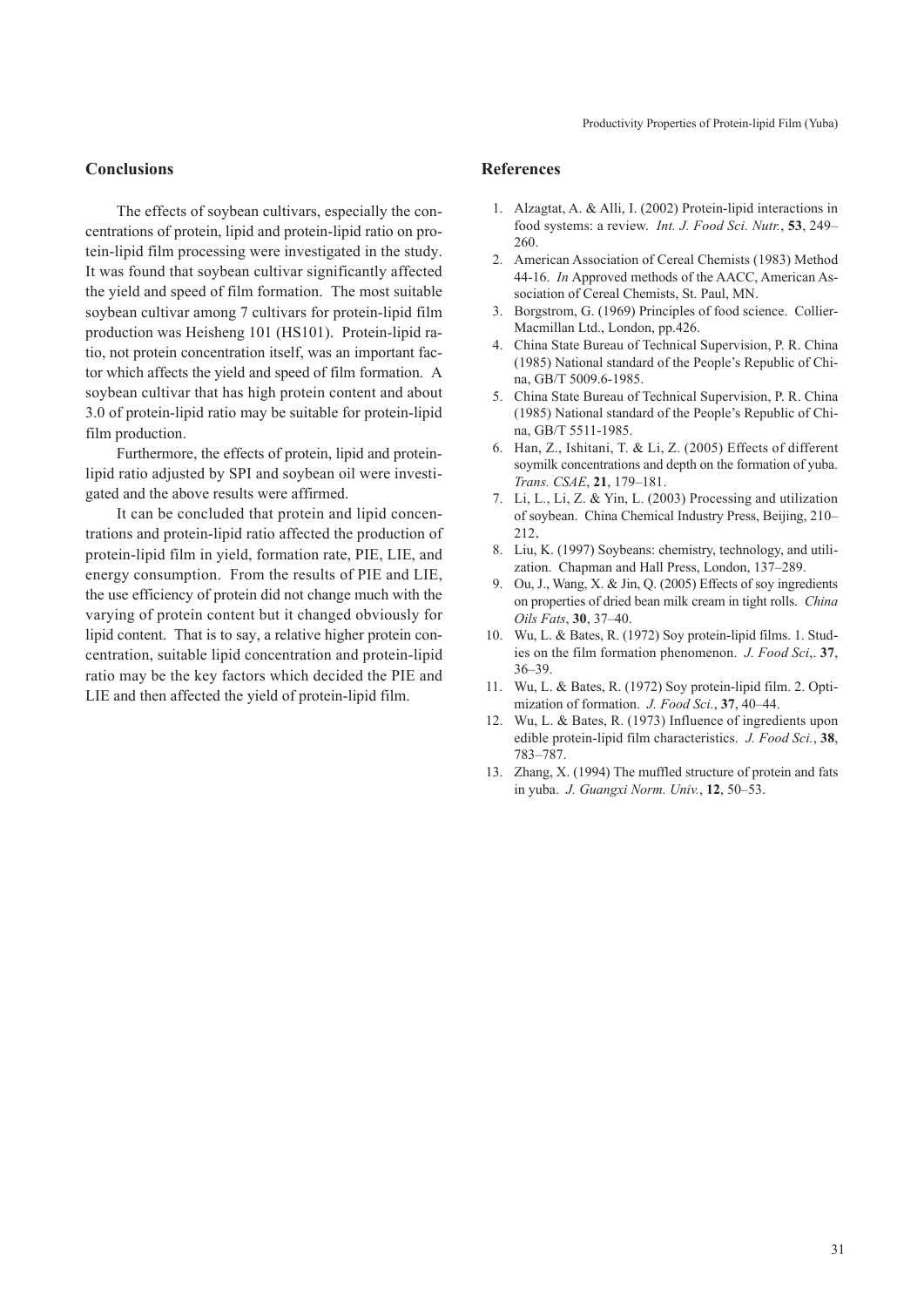## Conclusions

The effects of soybean cultivars, especially the concentrations of protein, lipid and protein-lipid ratio on protein-lipid film processing were investigated in the study. It was found that soybean cultivar significantly affected the yield and speed of film formation. The most suitable soybean cultivar among 7 cultivars for protein-lipid film production was Heisheng 101 (HS101). Protein-lipid ratio, not protein concentration itself, was an important factor which affects the yield and speed of film formation. A soybean cultivar that has high protein content and about 3.0 of protein-lipid ratio may be suitable for protein-lipid film production.

Furthermore, the effects of protein, lipid and protein-lipid ratio adjusted by SPI and soybean oil were investigated and the above results were affirmed.

It can be concluded that protein and lipid concentrations and protein-lipid ratio affected the production of protein-lipid film in yield, formation rate, PIE, LIE, and energy consumption. From the results of PIE and LIE, the use efficiency of protein did not change much with the varying of protein content but it changed obviously for lipid content. That is to say, a relative higher protein concentration, suitable lipid concentration and protein-lipid ratio may be the key factors which decided the PIE and LIE and then affected the yield of protein-lipid film.

## References

1. Alzagtat, A. & Alli, I. (2002) Protein-lipid interactions in food systems: a review. *Int. J. Food Sci. Nutr.*, **53**, 249–260.
2. American Association of Cereal Chemists (1983) Method 44-16. *In* Approved methods of the AACC, American Association of Cereal Chemists, St. Paul, MN.
3. Borgstrom, G. (1969) Principles of food science. Collier-Macmillan Ltd., London, pp.426.
4. China State Bureau of Technical Supervision, P. R. China (1985) National standard of the People's Republic of China, GB/T 5009.6-1985.
5. China State Bureau of Technical Supervision, P. R. China (1985) National standard of the People's Republic of China, GB/T 5511-1985.
6. Han, Z., Ishitani, T. & Li, Z. (2005) Effects of different soymilk concentrations and depth on the formation of yuba. *Trans. CSAE*, **21**, 179–181.
7. Li, L., Li, Z. & Yin, L. (2003) Processing and utilization of soybean. China Chemical Industry Press, Beijing, 210–212.
8. Liu, K. (1997) Soybeans: chemistry, technology, and utilization. Chapman and Hall Press, London, 137–289.
9. Ou, J., Wang, X. & Jin, Q. (2005) Effects of soy ingredients on properties of dried bean milk cream in tight rolls. *China Oils Fats*, **30**, 37–40.
10. Wu, L. & Bates, R. (1972) Soy protein-lipid films. 1. Studies on the film formation phenomenon. *J. Food Sci*,. **37**, 36–39.
11. Wu, L. & Bates, R. (1972) Soy protein-lipid film. 2. Optimization of formation. *J. Food Sci.*, **37**, 40–44.
12. Wu, L. & Bates, R. (1973) Influence of ingredients upon edible protein-lipid film characteristics. *J. Food Sci.*, **38**, 783–787.
13. Zhang, X. (1994) The muffled structure of protein and fats in yuba. *J. Guangxi Norm. Univ.*, **12**, 50–53.